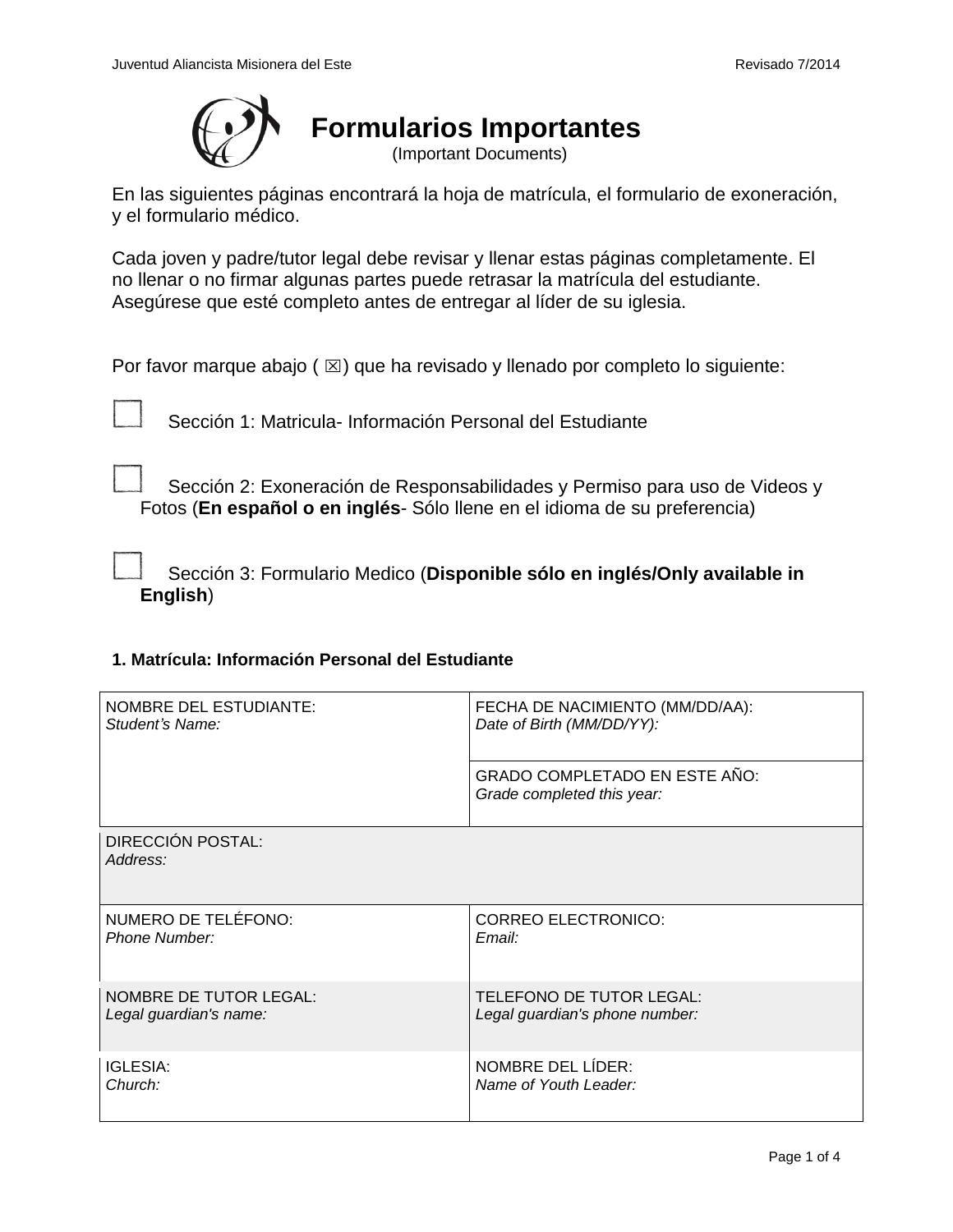# Formularios Importantes

(Important Documents)

En las siguientes páginas encontrará la hoja de matrícula, el formulario de exoneración, y el formulario médico.

Cada joven y padre/tutor legal debe revisar y llenar estas páginas completamente. El no llenar o no firmar algunas partes puede retrasar la matrícula del estudiante. Asegúrese que esté completo antes de entregar al líder de su iglesia.

Por favor marque abajo ( ☒) que ha revisado y llenado por completo lo siguiente:

- ☐ Sección 1: Matricula- Información Personal del Estudiante
- ☐ Sección 2: Exoneración de Responsabilidades y Permiso para uso de Videos y Fotos (**En español o en inglés**- Sólo llene en el idioma de su preferencia)
- ☐ Sección 3: Formulario Medico (**Disponible sólo en inglés/Only available in English**)

### 1. Matrícula: Información Personal del Estudiante

| | |
|---|---|
| NOMBRE DEL ESTUDIANTE: *Student's Name:* | FECHA DE NACIMIENTO (MM/DD/AA): *Date of Birth (MM/DD/YY):* |
| | GRADO COMPLETADO EN ESTE AÑO: *Grade completed this year:* |
| DIRECCIÓN POSTAL: *Address:* | |
| NUMERO DE TELÉFONO: *Phone Number:* | CORREO ELECTRONICO: *Email:* |
| NOMBRE DE TUTOR LEGAL: *Legal guardian's name:* | TELEFONO DE TUTOR LEGAL: *Legal guardian's phone number:* |
| IGLESIA: *Church:* | NOMBRE DEL LÍDER: *Name of Youth Leader:* |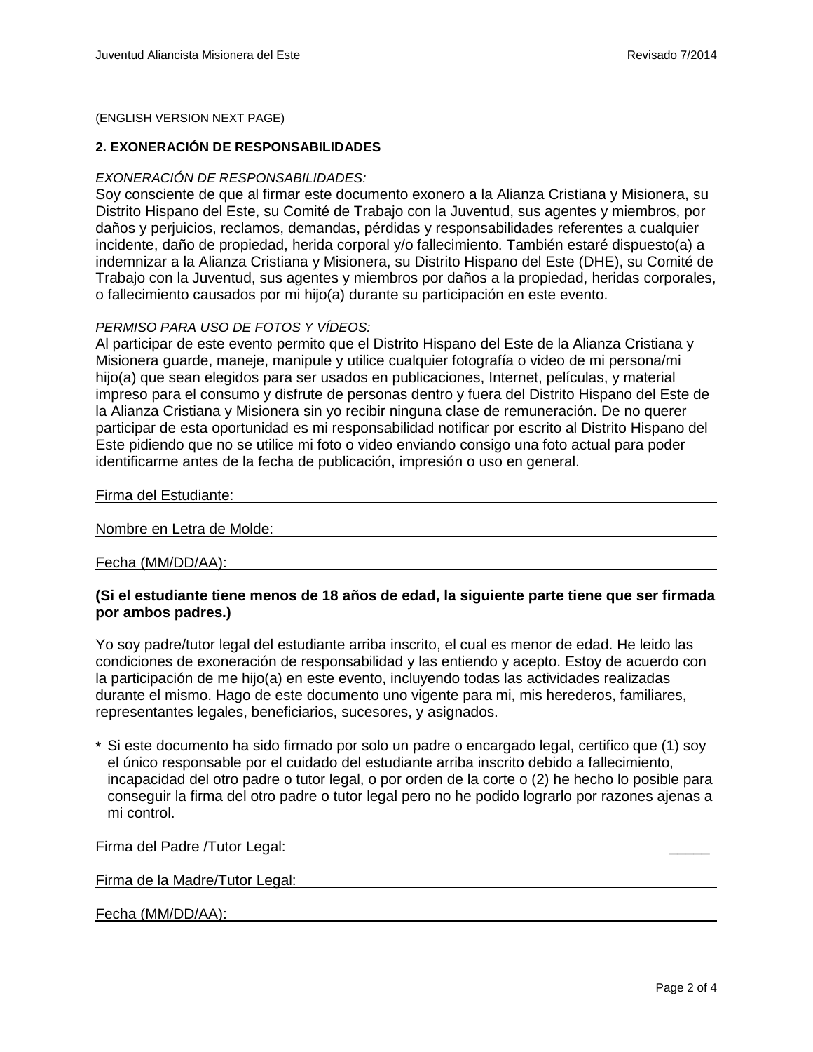(ENGLISH VERSION NEXT PAGE)

**2. EXONERACIÓN DE RESPONSABILIDADES**

*EXONERACIÓN DE RESPONSABILIDADES:*
Soy consciente de que al firmar este documento exonero a la Alianza Cristiana y Misionera, su Distrito Hispano del Este, su Comité de Trabajo con la Juventud, sus agentes y miembros, por daños y perjuicios, reclamos, demandas, pérdidas y responsabilidades referentes a cualquier incidente, daño de propiedad, herida corporal y/o fallecimiento. También estaré dispuesto(a) a indemnizar a la Alianza Cristiana y Misionera, su Distrito Hispano del Este (DHE), su Comité de Trabajo con la Juventud, sus agentes y miembros por daños a la propiedad, heridas corporales, o fallecimiento causados por mi hijo(a) durante su participación en este evento.

*PERMISO PARA USO DE FOTOS Y VÍDEOS:*
Al participar de este evento permito que el Distrito Hispano del Este de la Alianza Cristiana y Misionera guarde, maneje, manipule y utilice cualquier fotografía o video de mi persona/mi hijo(a) que sean elegidos para ser usados en publicaciones, Internet, películas, y material impreso para el consumo y disfrute de personas dentro y fuera del Distrito Hispano del Este de la Alianza Cristiana y Misionera sin yo recibir ninguna clase de remuneración. De no querer participar de esta oportunidad es mi responsabilidad notificar por escrito al Distrito Hispano del Este pidiendo que no se utilice mi foto o video enviando consigo una foto actual para poder identificarme antes de la fecha de publicación, impresión o uso en general.

Firma del Estudiante: ______________________________

Nombre en Letra de Molde: ______________________________

Fecha (MM/DD/AA): ______________________________

**(Si el estudiante tiene menos de 18 años de edad, la siguiente parte tiene que ser firmada por ambos padres.)**

Yo soy padre/tutor legal del estudiante arriba inscrito, el cual es menor de edad. He leido las condiciones de exoneración de responsabilidad y las entiendo y acepto. Estoy de acuerdo con la participación de me hijo(a) en este evento, incluyendo todas las actividades realizadas durante el mismo. Hago de este documento uno vigente para mi, mis herederos, familiares, representantes legales, beneficiarios, sucesores, y asignados.

\* Si este documento ha sido firmado por solo un padre o encargado legal, certifico que (1) soy el único responsable por el cuidado del estudiante arriba inscrito debido a fallecimiento, incapacidad del otro padre o tutor legal, o por orden de la corte o (2) he hecho lo posible para conseguir la firma del otro padre o tutor legal pero no he podido lograrlo por razones ajenas a mi control.

Firma del Padre /Tutor Legal: ______________________________

Firma de la Madre/Tutor Legal: ______________________________

Fecha (MM/DD/AA): ______________________________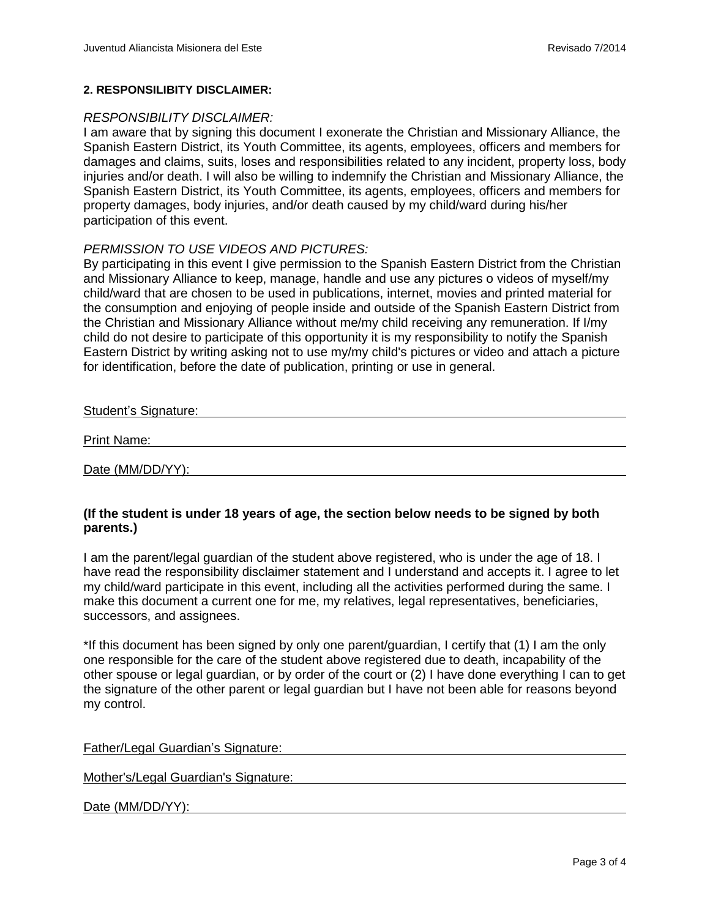**2. RESPONSILIBITY DISCLAIMER:**

*RESPONSIBILITY DISCLAIMER:*
I am aware that by signing this document I exonerate the Christian and Missionary Alliance, the Spanish Eastern District, its Youth Committee, its agents, employees, officers and members for damages and claims, suits, loses and responsibilities related to any incident, property loss, body injuries and/or death. I will also be willing to indemnify the Christian and Missionary Alliance, the Spanish Eastern District, its Youth Committee, its agents, employees, officers and members for property damages, body injuries, and/or death caused by my child/ward during his/her participation of this event.

*PERMISSION TO USE VIDEOS AND PICTURES:*
By participating in this event I give permission to the Spanish Eastern District from the Christian and Missionary Alliance to keep, manage, handle and use any pictures o videos of myself/my child/ward that are chosen to be used in publications, internet, movies and printed material for the consumption and enjoying of people inside and outside of the Spanish Eastern District from the Christian and Missionary Alliance without me/my child receiving any remuneration. If I/my child do not desire to participate of this opportunity it is my responsibility to notify the Spanish Eastern District by writing asking not to use my/my child's pictures or video and attach a picture for identification, before the date of publication, printing or use in general.

Student's Signature: ______________________________

Print Name: ______________________________

Date (MM/DD/YY): ______________________________

**(If the student is under 18 years of age, the section below needs to be signed by both parents.)**

I am the parent/legal guardian of the student above registered, who is under the age of 18. I have read the responsibility disclaimer statement and I understand and accepts it. I agree to let my child/ward participate in this event, including all the activities performed during the same. I make this document a current one for me, my relatives, legal representatives, beneficiaries, successors, and assignees.

*If this document has been signed by only one parent/guardian, I certify that (1) I am the only one responsible for the care of the student above registered due to death, incapability of the other spouse or legal guardian, or by order of the court or (2) I have done everything I can to get the signature of the other parent or legal guardian but I have not been able for reasons beyond my control.

Father/Legal Guardian's Signature: ______________________________

Mother's/Legal Guardian's Signature: ______________________________

Date (MM/DD/YY): ______________________________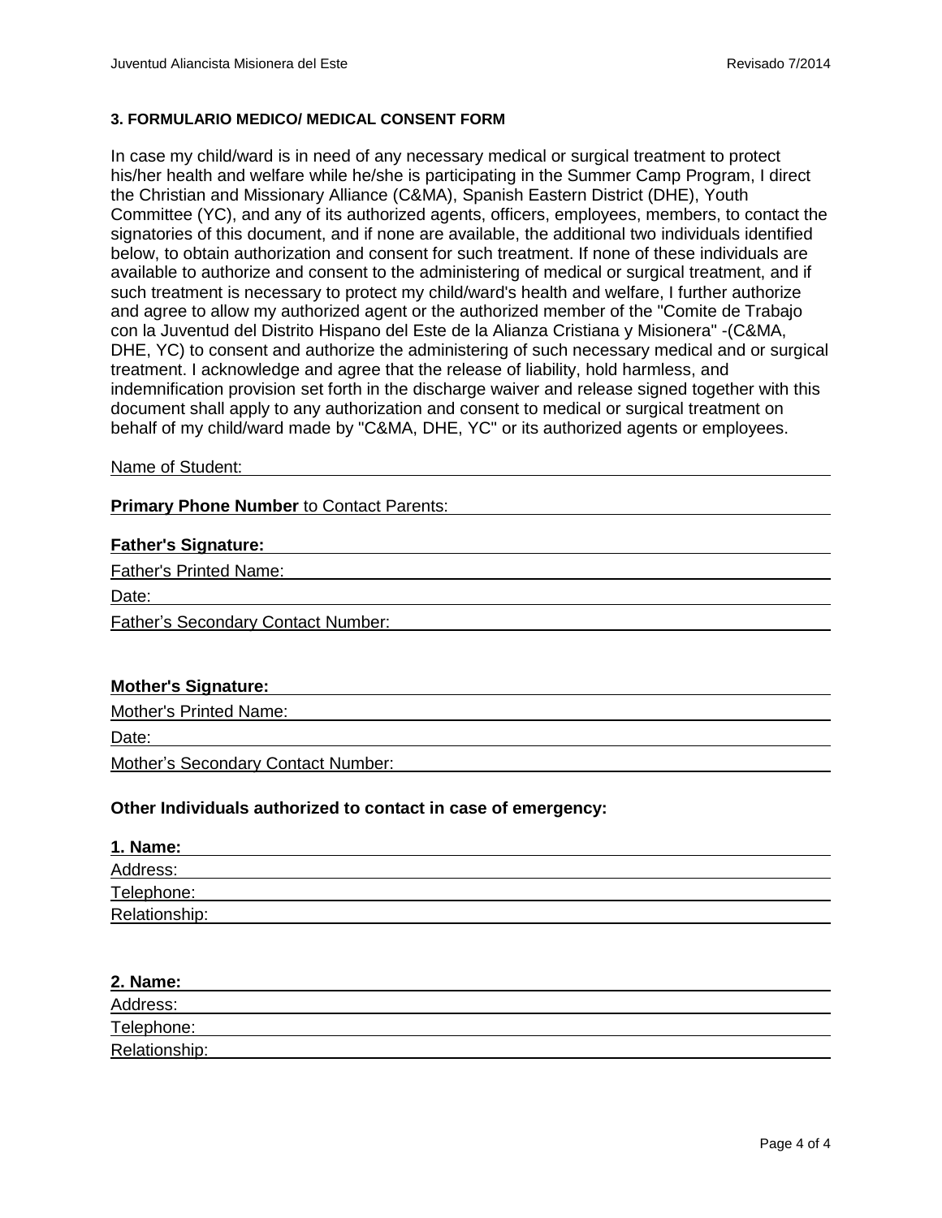### 3. FORMULARIO MEDICO/ MEDICAL CONSENT FORM

In case my child/ward is in need of any necessary medical or surgical treatment to protect his/her health and welfare while he/she is participating in the Summer Camp Program, I direct the Christian and Missionary Alliance (C&MA), Spanish Eastern District (DHE), Youth Committee (YC), and any of its authorized agents, officers, employees, members, to contact the signatories of this document, and if none are available, the additional two individuals identified below, to obtain authorization and consent for such treatment. If none of these individuals are available to authorize and consent to the administering of medical or surgical treatment, and if such treatment is necessary to protect my child/ward's health and welfare, I further authorize and agree to allow my authorized agent or the authorized member of the "Comite de Trabajo con la Juventud del Distrito Hispano del Este de la Alianza Cristiana y Misionera" -(C&MA, DHE, YC) to consent and authorize the administering of such necessary medical and or surgical treatment. I acknowledge and agree that the release of liability, hold harmless, and indemnification provision set forth in the discharge waiver and release signed together with this document shall apply to any authorization and consent to medical or surgical treatment on behalf of my child/ward made by "C&MA, DHE, YC" or its authorized agents or employees.

Name of Student: ______________________________

**Primary Phone Number** to Contact Parents: ______________________________

**Father's Signature:** ______________________________

Father's Printed Name: ______________________________

Date: ______________________________

Father's Secondary Contact Number: ______________________________

**Mother's Signature:** ______________________________

Mother's Printed Name: ______________________________

Date: ______________________________

Mother's Secondary Contact Number: ______________________________

**Other Individuals authorized to contact in case of emergency:**

**1. Name:** ______________________________

Address: ______________________________

Telephone: ______________________________

Relationship: ______________________________

**2. Name:** ______________________________

Address: ______________________________

Telephone: ______________________________

Relationship: ______________________________